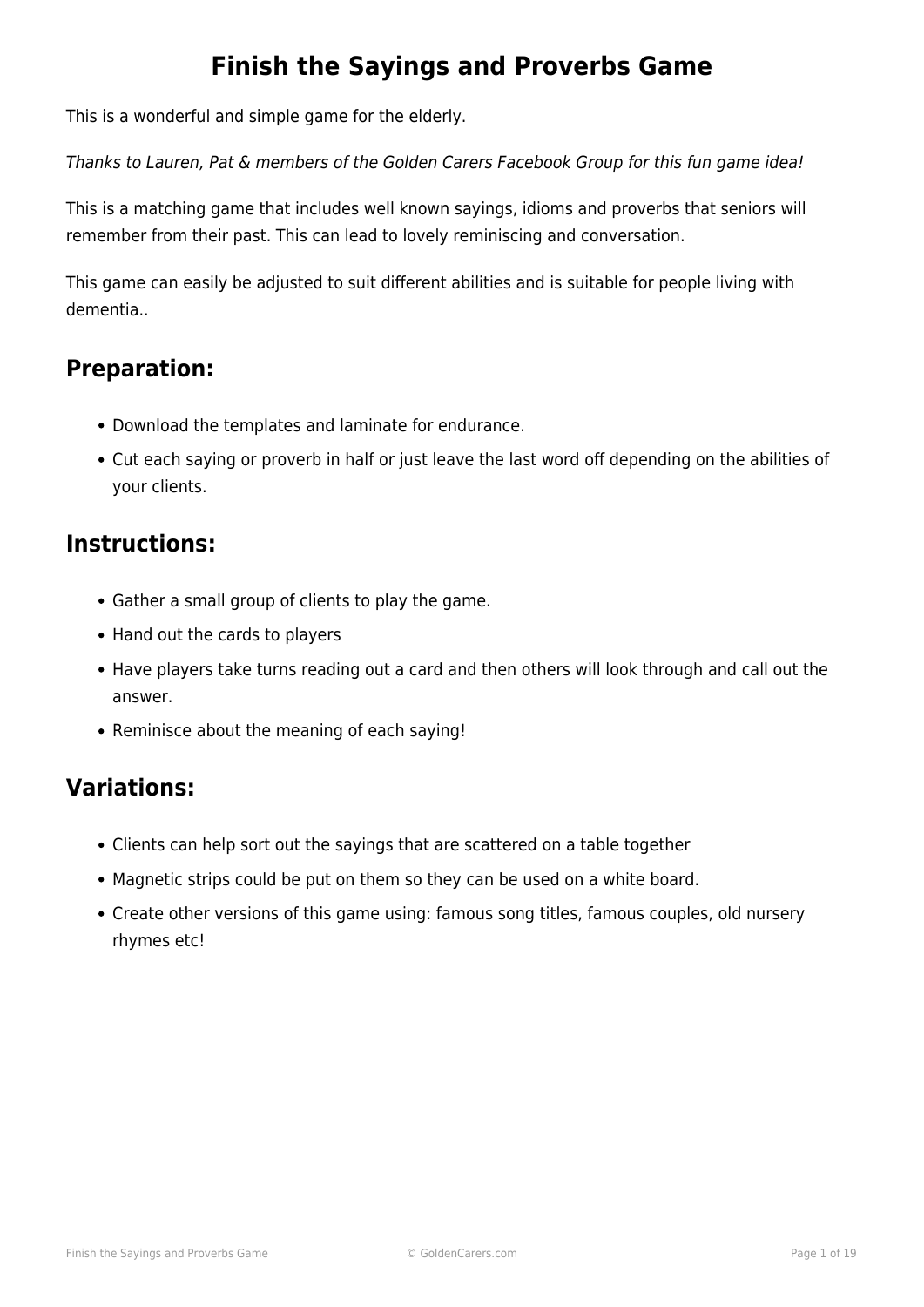# Finish the Sayings and Proverbs Game

This is a wonderful and simple game for the elderly.

*Thanks to Lauren, Pat & members of the Golden Carers Facebook Group for this fun game idea!*

This is a matching game that includes well known sayings, idioms and proverbs that seniors will remember from their past. This can lead to lovely reminiscing and conversation.

This game can easily be adjusted to suit different abilities and is suitable for people living with dementia..

## Preparation:

- Download the templates and laminate for endurance.
- Cut each saying or proverb in half or just leave the last word off depending on the abilities of your clients.

## Instructions:

- Gather a small group of clients to play the game.
- Hand out the cards to players
- Have players take turns reading out a card and then others will look through and call out the answer.
- Reminisce about the meaning of each saying!

## Variations:

- Clients can help sort out the sayings that are scattered on a table together
- Magnetic strips could be put on them so they can be used on a white board.
- Create other versions of this game using: famous song titles, famous couples, old nursery rhymes etc!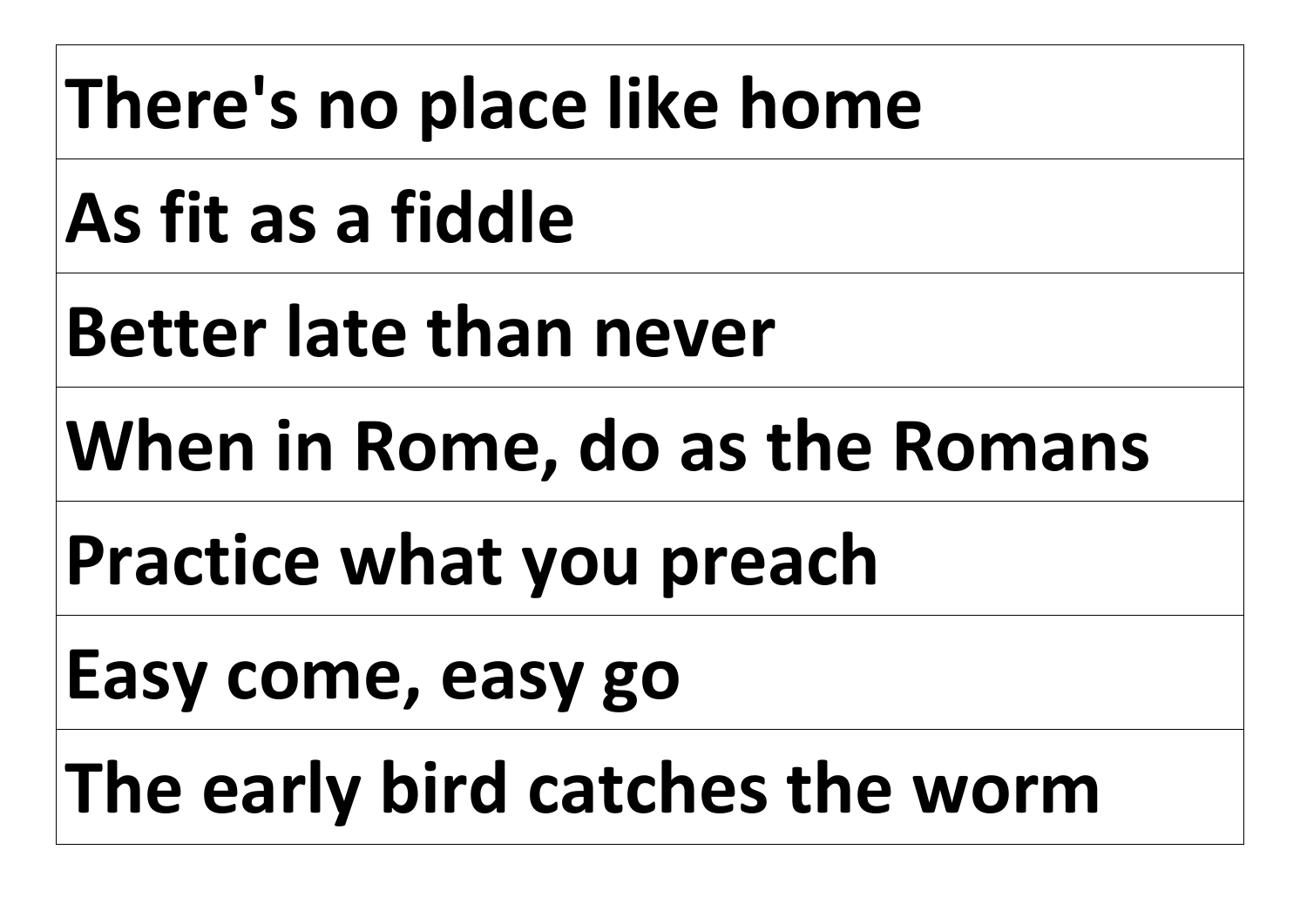| There's no place like home |
| --- |
| As fit as a fiddle |
| Better late than never |
| When in Rome, do as the Romans |
| Practice what you preach |
| Easy come, easy go |
| The early bird catches the worm |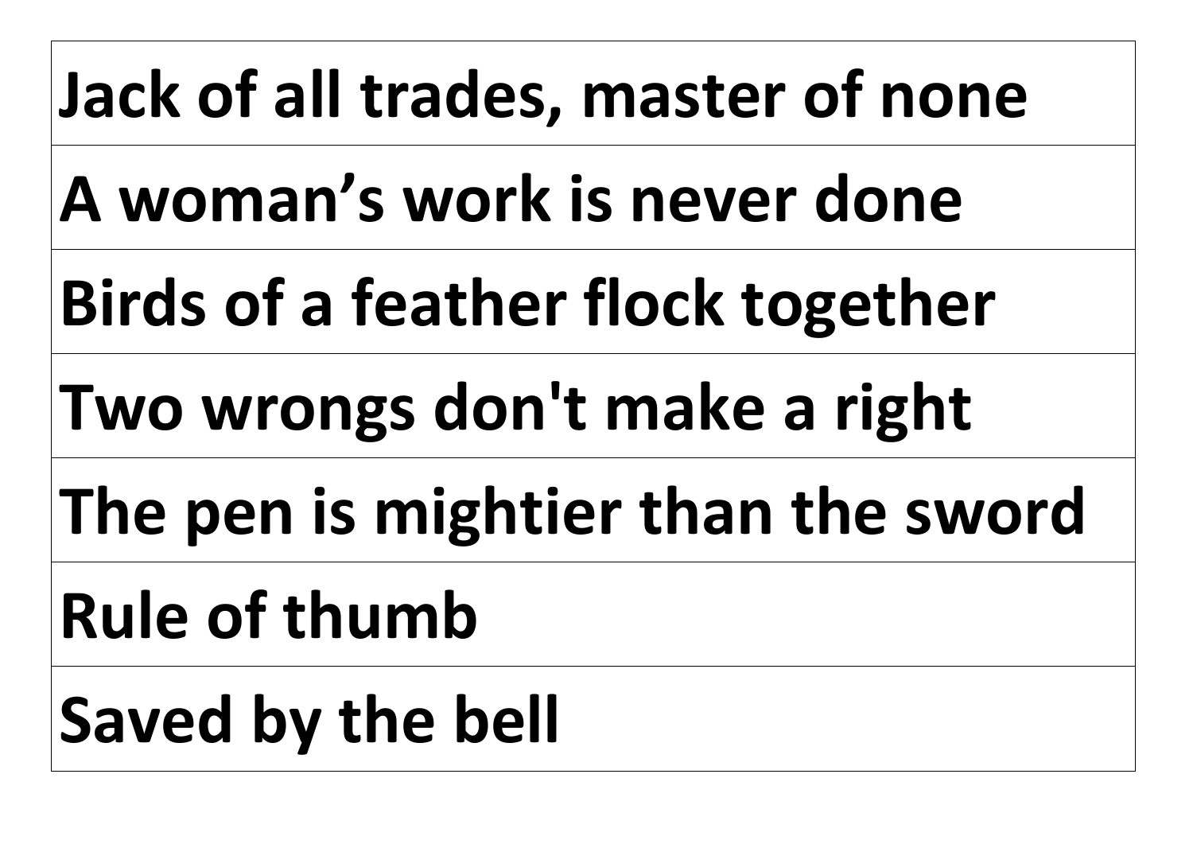| Jack of all trades, master of none |
| --- |
| A woman’s work is never done |
| Birds of a feather flock together |
| Two wrongs don't make a right |
| The pen is mightier than the sword |
| Rule of thumb |
| Saved by the bell |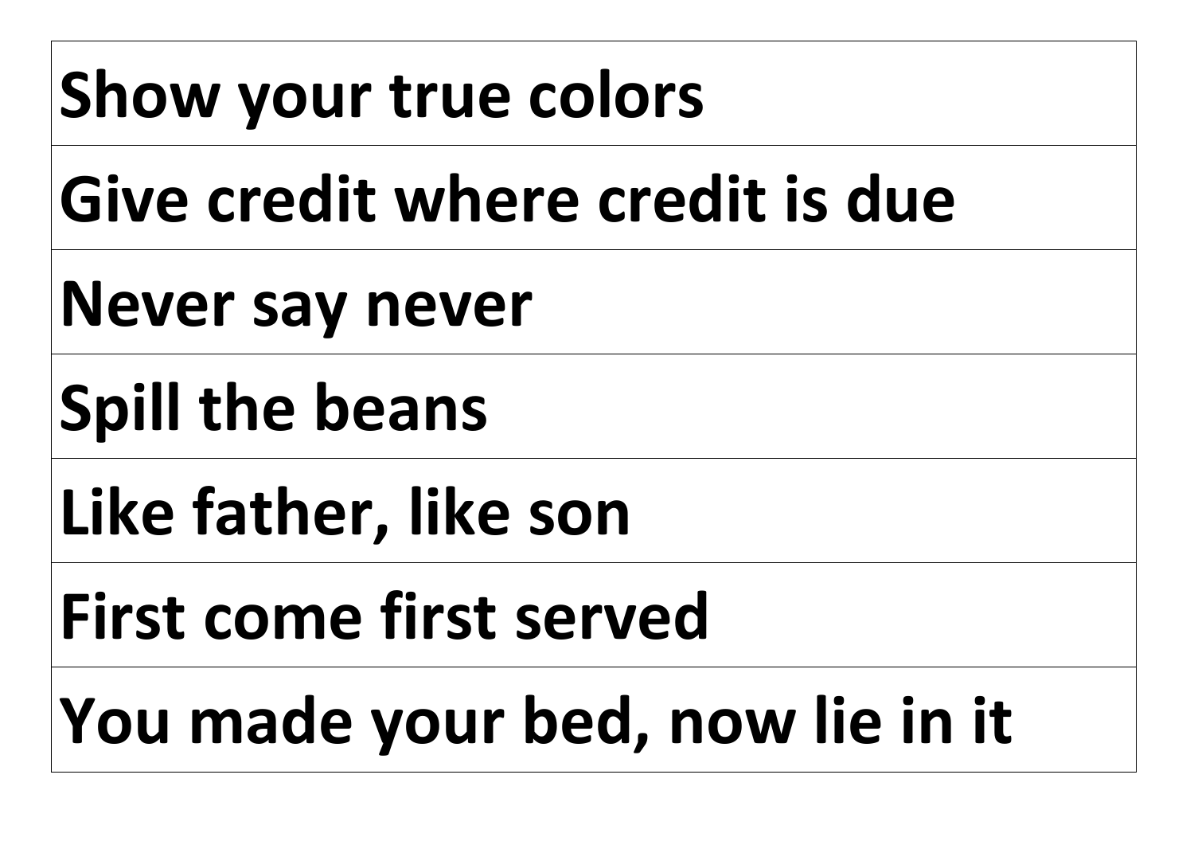| **Show your true colors** |
|---|
| **Give credit where credit is due** |
| **Never say never** |
| **Spill the beans** |
| **Like father, like son** |
| **First come first served** |
| **You made your bed, now lie in it** |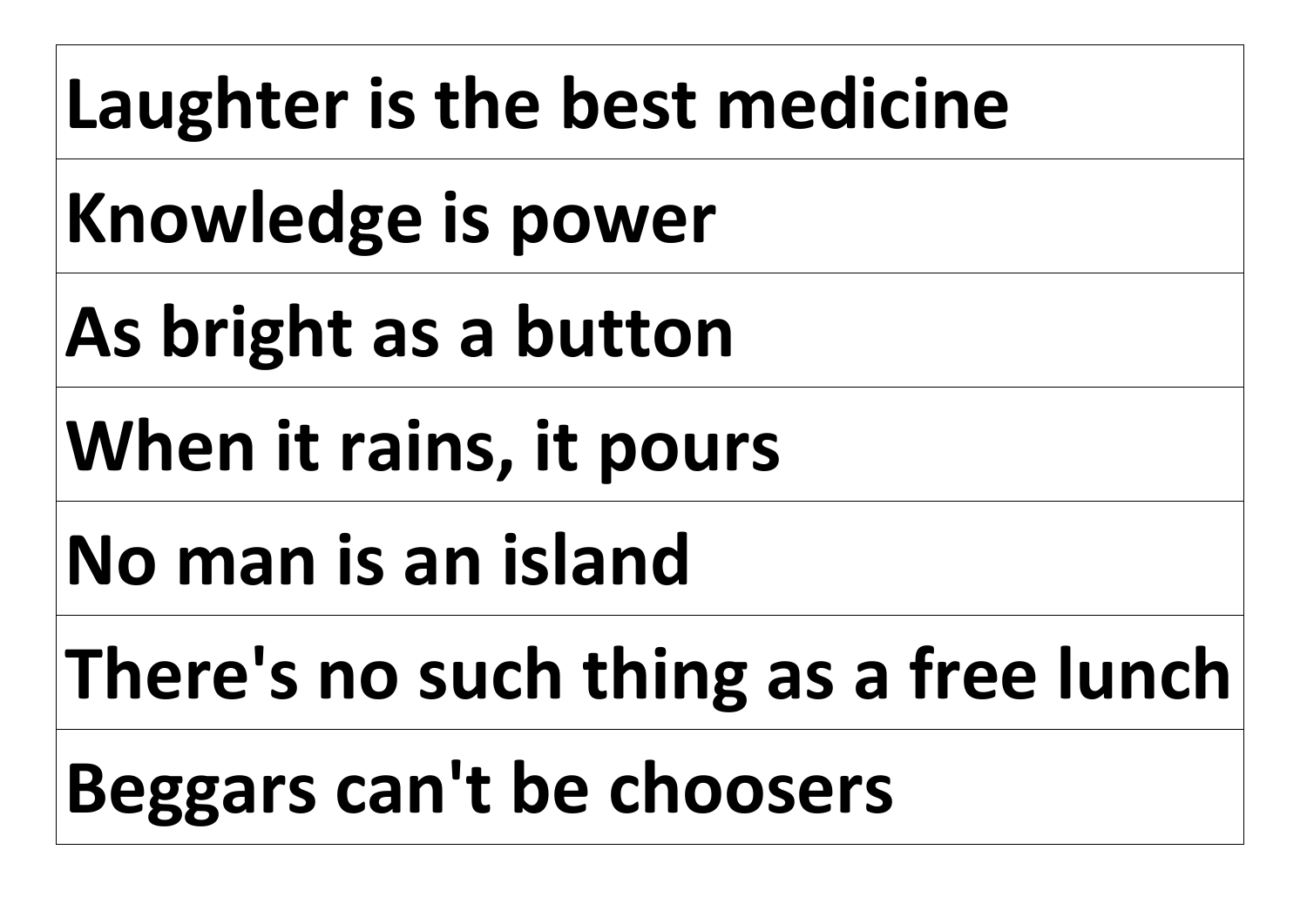| **Laughter is the best medicine** |
| --- |
| **Knowledge is power** |
| **As bright as a button** |
| **When it rains, it pours** |
| **No man is an island** |
| **There's no such thing as a free lunch** |
| **Beggars can't be choosers** |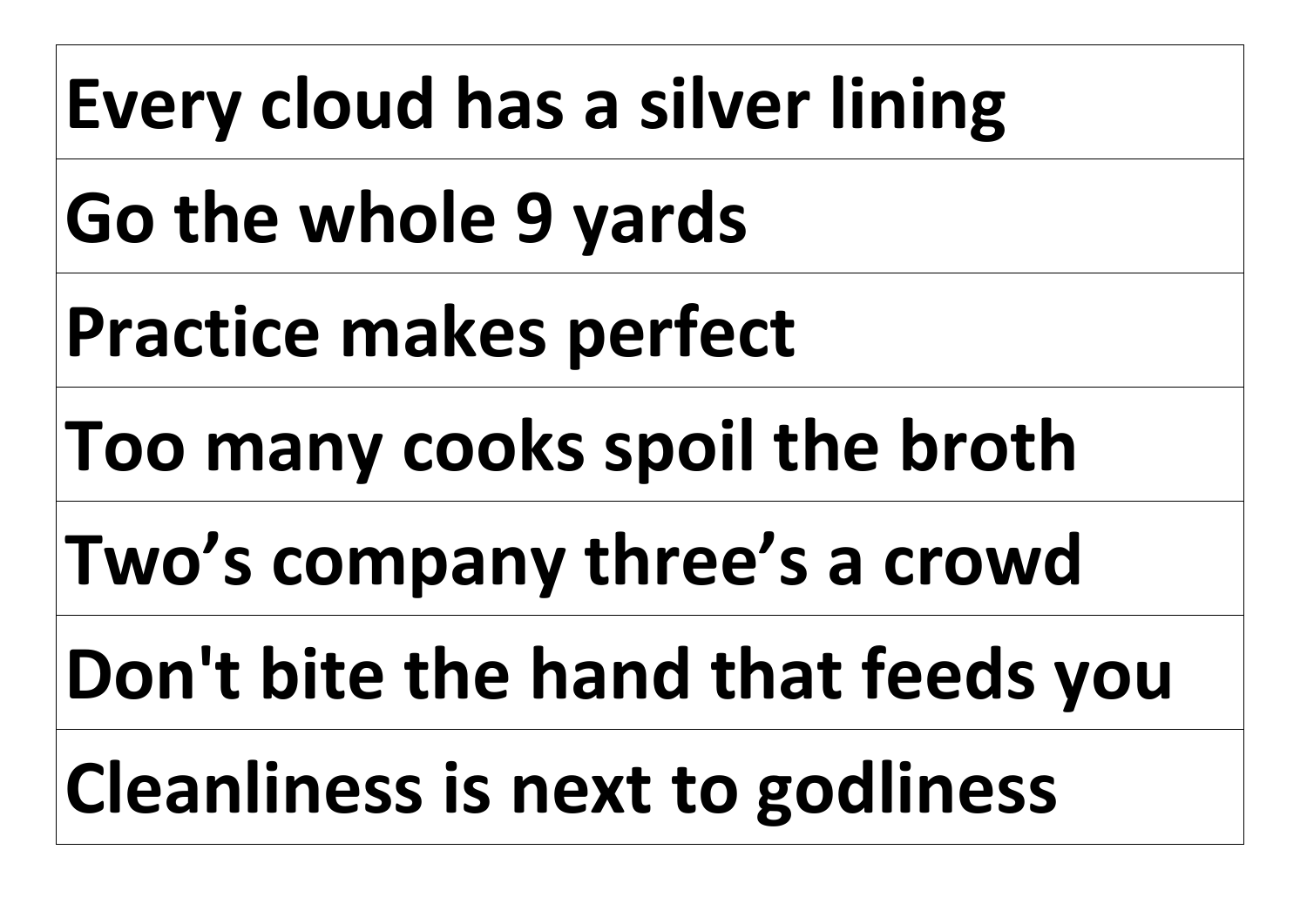| **Every cloud has a silver lining** |
| --- |
| **Go the whole 9 yards** |
| **Practice makes perfect** |
| **Too many cooks spoil the broth** |
| **Two’s company three’s a crowd** |
| **Don't bite the hand that feeds you** |
| **Cleanliness is next to godliness** |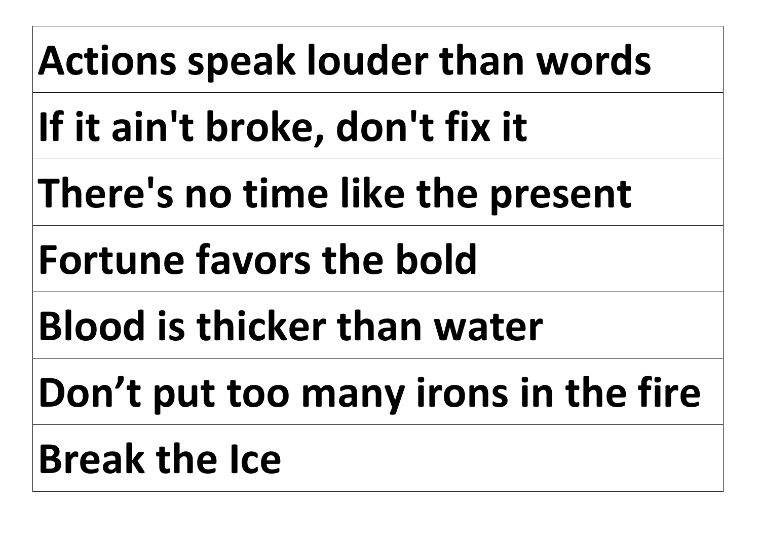| **Actions speak louder than words** |
| --- |
| **If it ain't broke, don't fix it** |
| **There's no time like the present** |
| **Fortune favors the bold** |
| **Blood is thicker than water** |
| **Don’t put too many irons in the fire** |
| **Break the Ice** |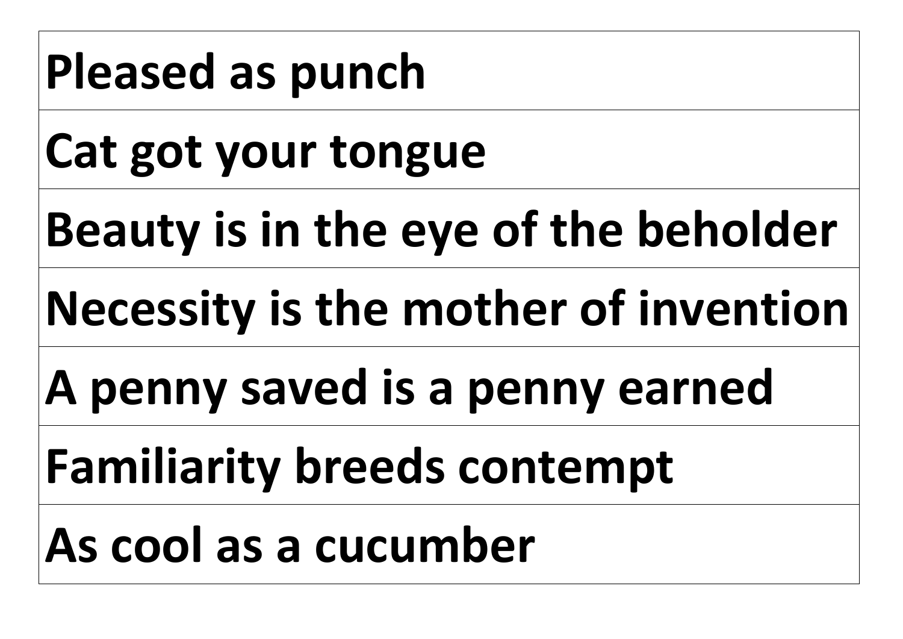| **Pleased as punch** |
|---|
| **Cat got your tongue** |
| **Beauty is in the eye of the beholder** |
| **Necessity is the mother of invention** |
| **A penny saved is a penny earned** |
| **Familiarity breeds contempt** |
| **As cool as a cucumber** |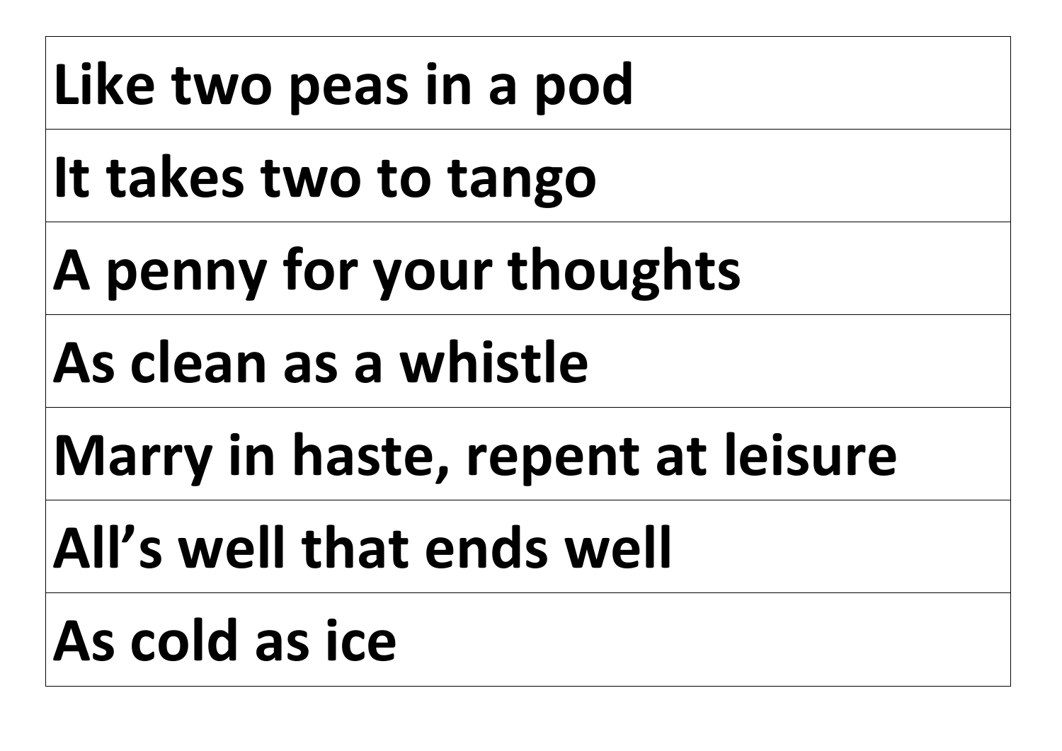| **Like two peas in a pod** |
| --- |
| **It takes two to tango** |
| **A penny for your thoughts** |
| **As clean as a whistle** |
| **Marry in haste, repent at leisure** |
| **All’s well that ends well** |
| **As cold as ice** |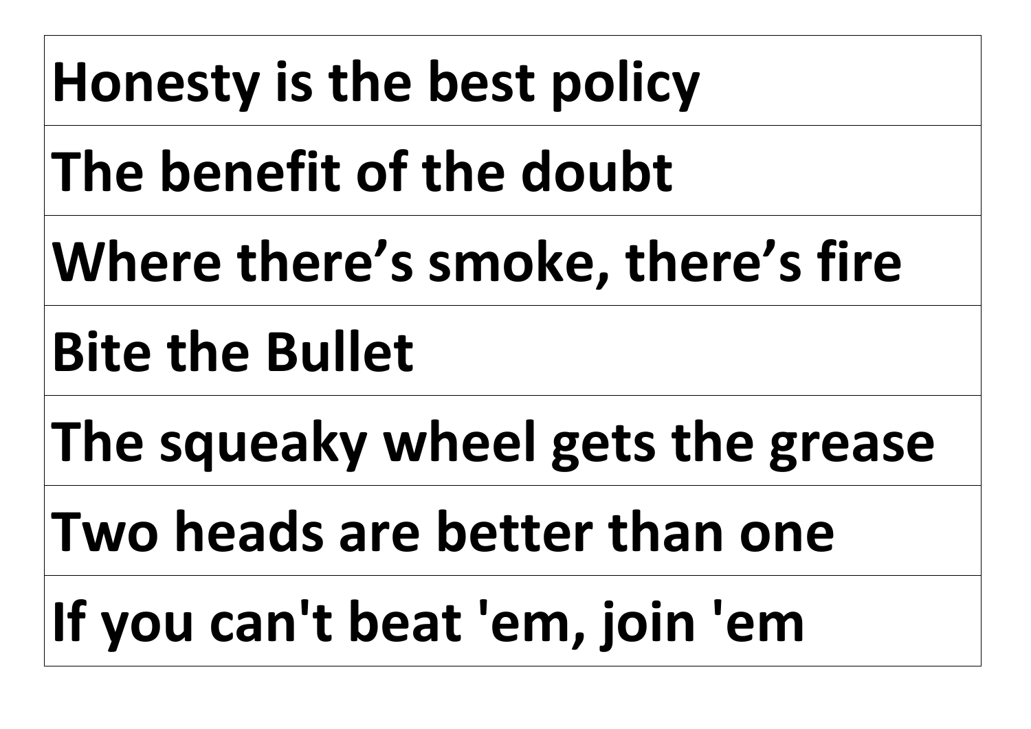| **Honesty is the best policy** |
|---|
| **The benefit of the doubt** |
| **Where there’s smoke, there’s fire** |
| **Bite the Bullet** |
| **The squeaky wheel gets the grease** |
| **Two heads are better than one** |
| **If you can't beat 'em, join 'em** |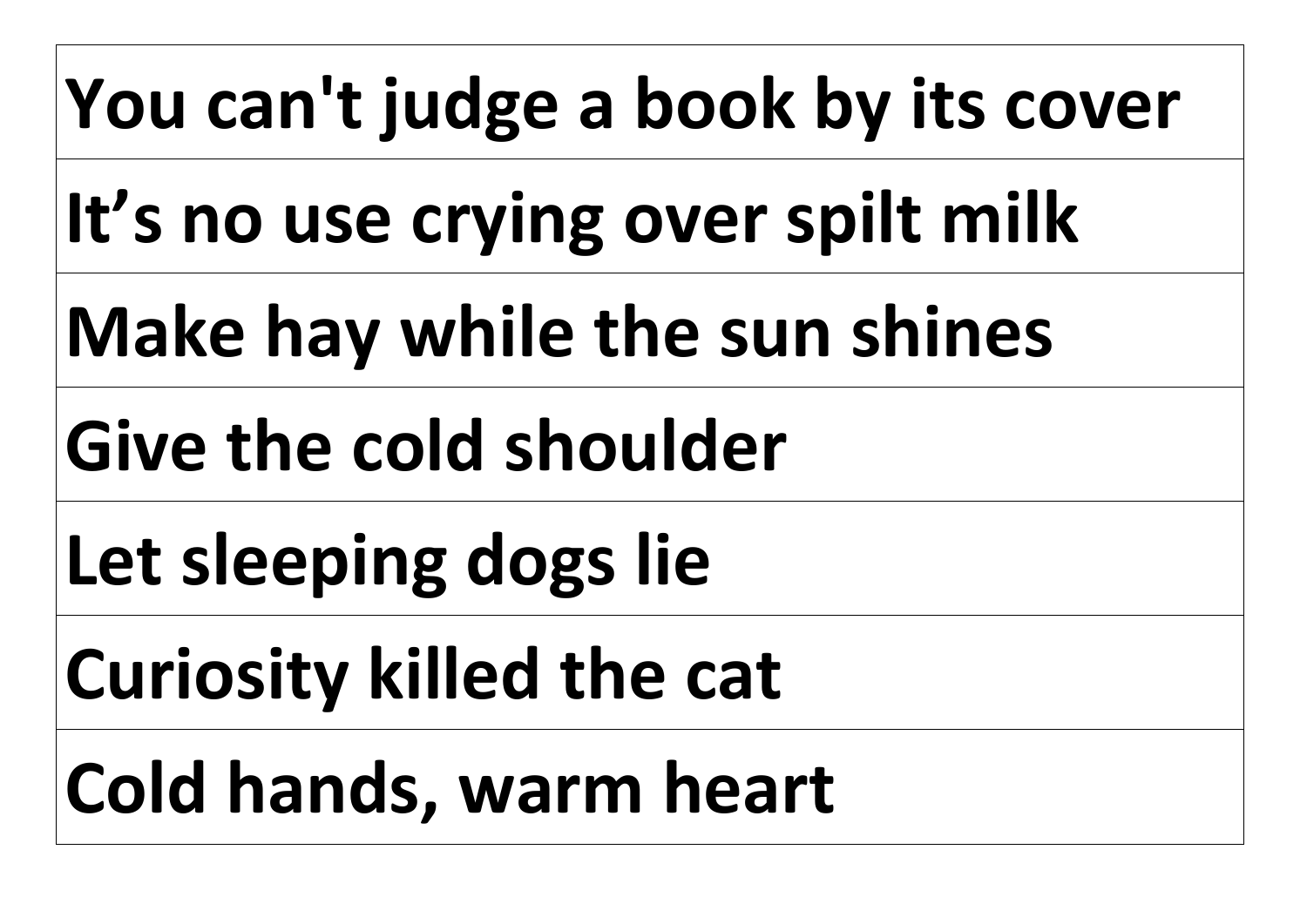| You can't judge a book by its cover |
| --- |
| It’s no use crying over spilt milk |
| Make hay while the sun shines |
| Give the cold shoulder |
| Let sleeping dogs lie |
| Curiosity killed the cat |
| Cold hands, warm heart |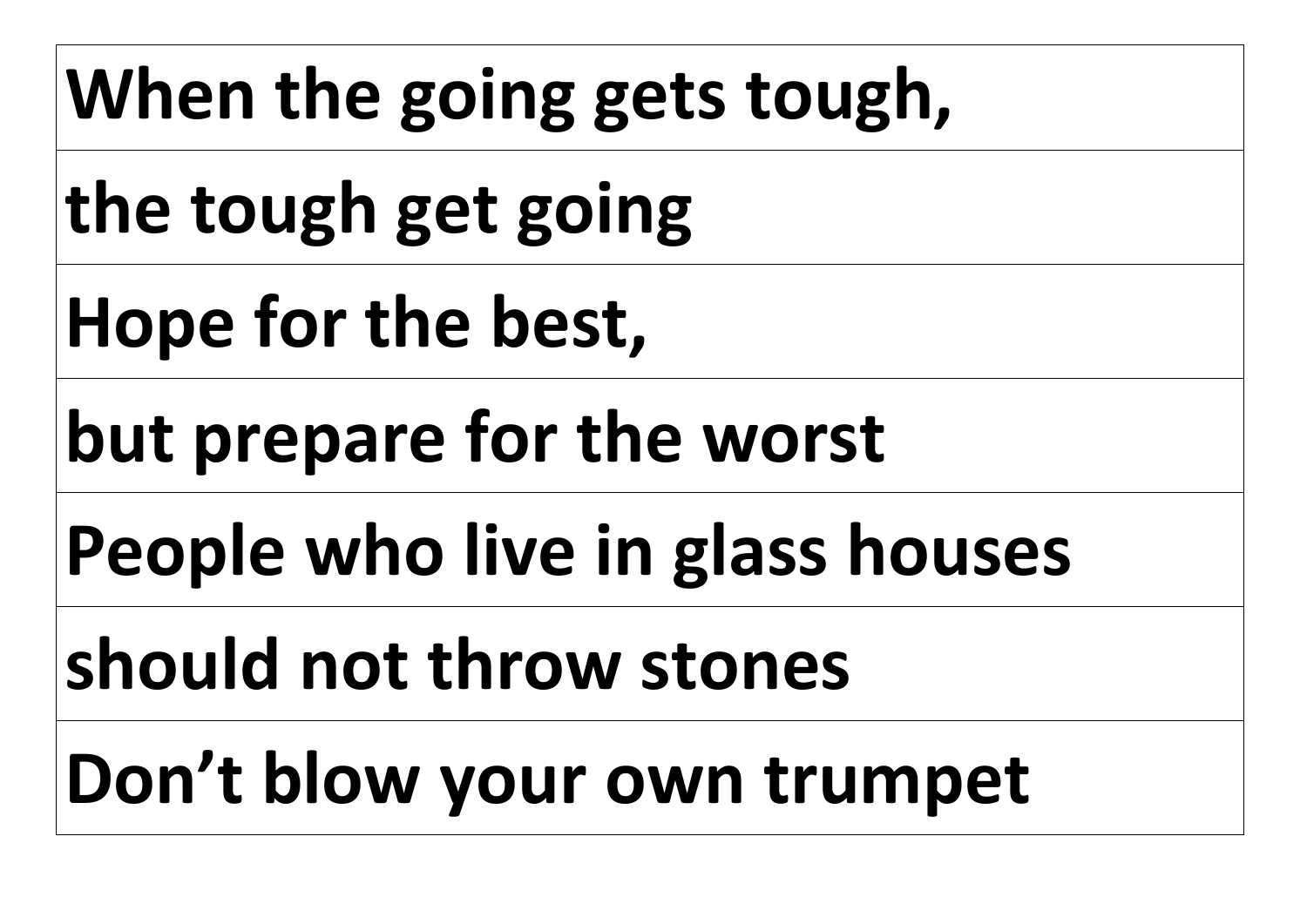| When the going gets tough, |
| --- |
| the tough get going |
| Hope for the best, |
| but prepare for the worst |
| People who live in glass houses |
| should not throw stones |
| Don’t blow your own trumpet |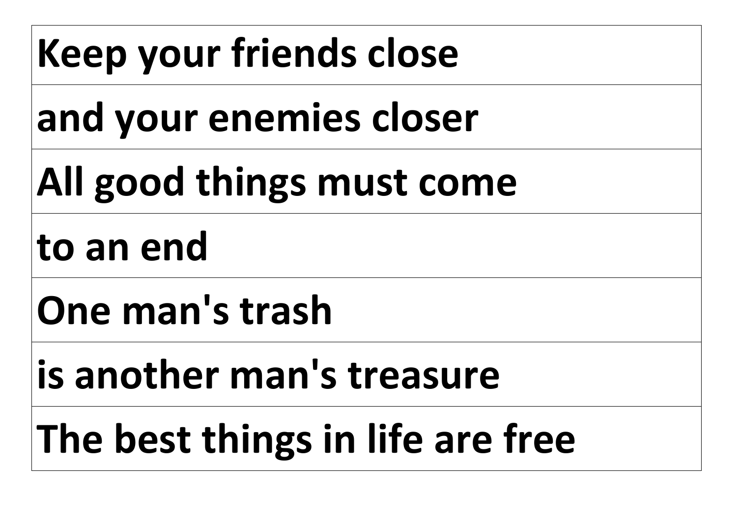| **Keep your friends close** |
|---|
| **and your enemies closer** |
| **All good things must come** |
| **to an end** |
| **One man's trash** |
| **is another man's treasure** |
| **The best things in life are free** |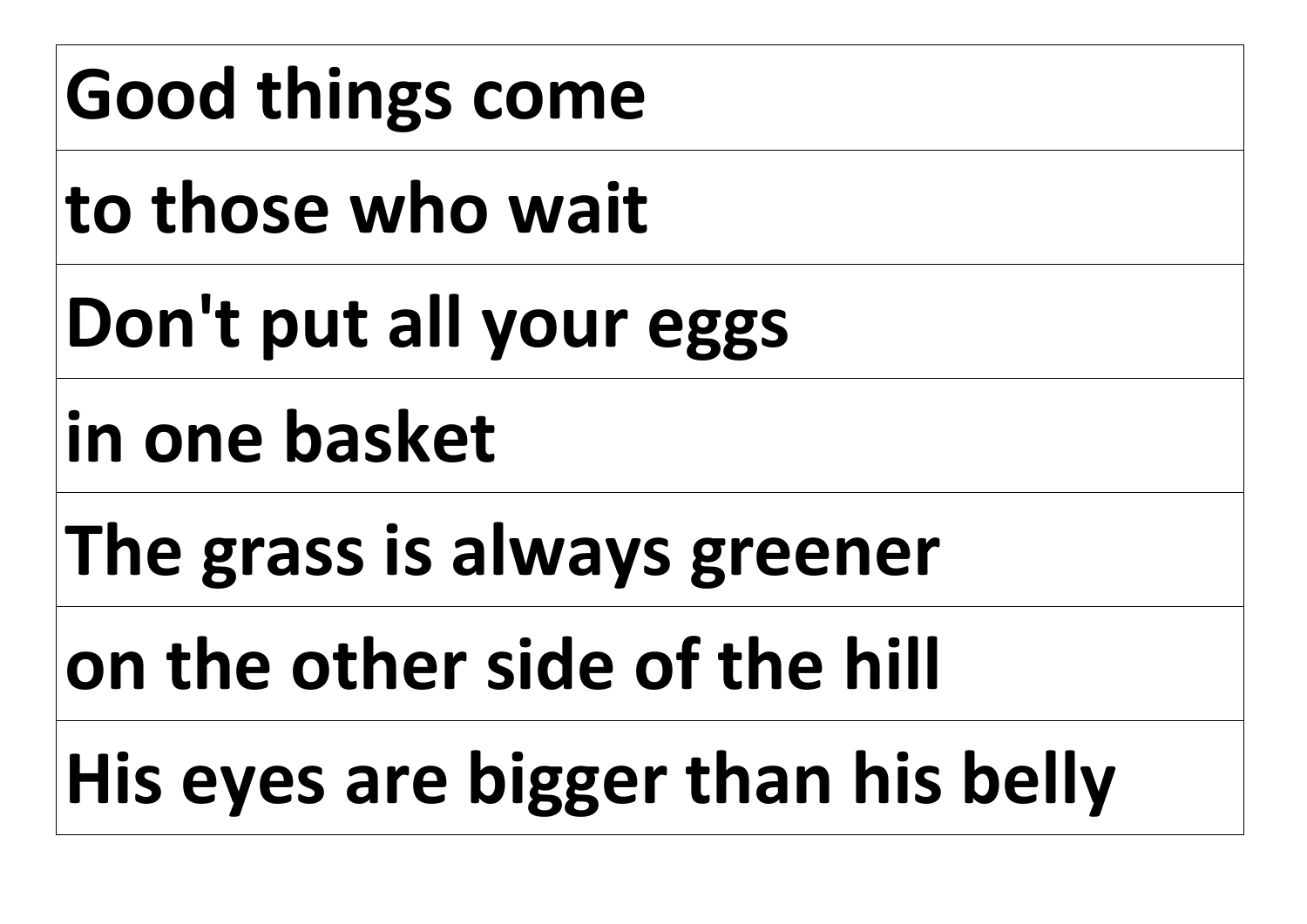| **Good things come** |
| --- |
| **to those who wait** |
| **Don't put all your eggs** |
| **in one basket** |
| **The grass is always greener** |
| **on the other side of the hill** |
| **His eyes are bigger than his belly** |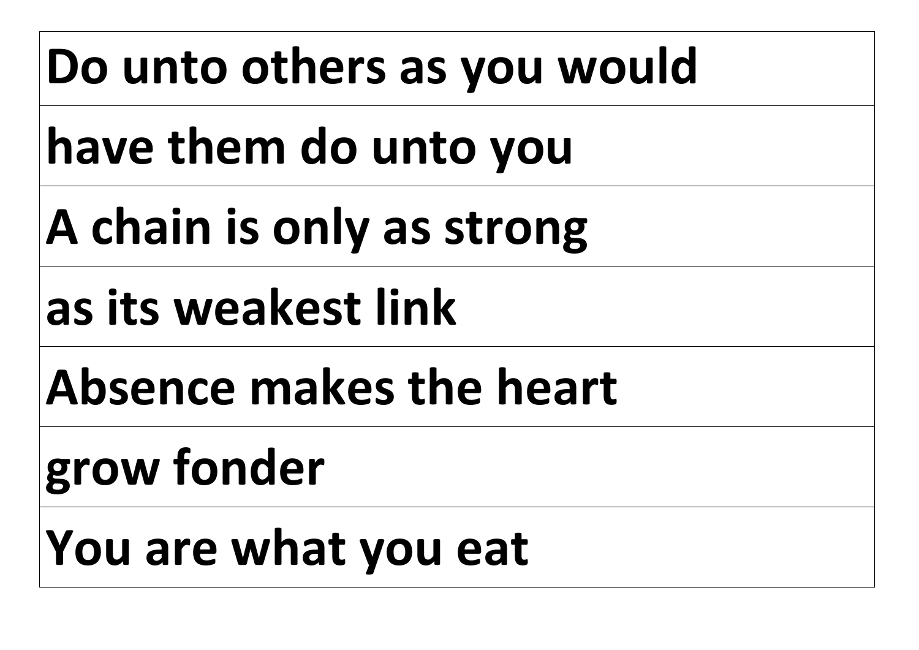| **Do unto others as you would** |
| --- |
| **have them do unto you** |
| **A chain is only as strong** |
| **as its weakest link** |
| **Absence makes the heart** |
| **grow fonder** |
| **You are what you eat** |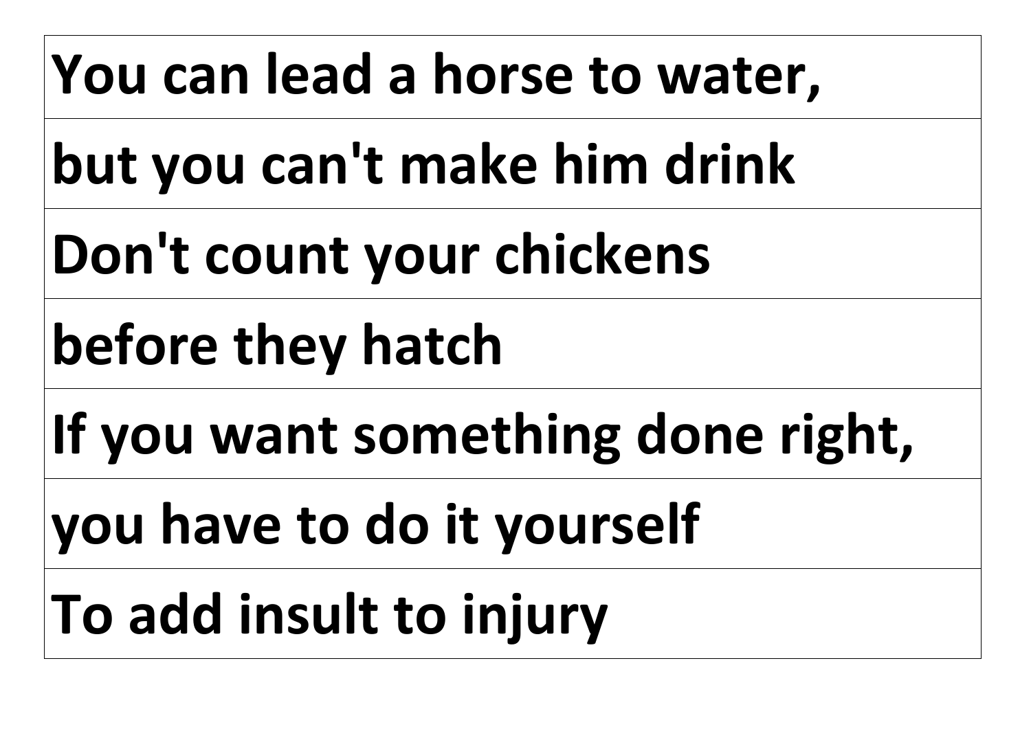| **You can lead a horse to water,** |
| --- |
| **but you can't make him drink** |
| **Don't count your chickens** |
| **before they hatch** |
| **If you want something done right,** |
| **you have to do it yourself** |
| **To add insult to injury** |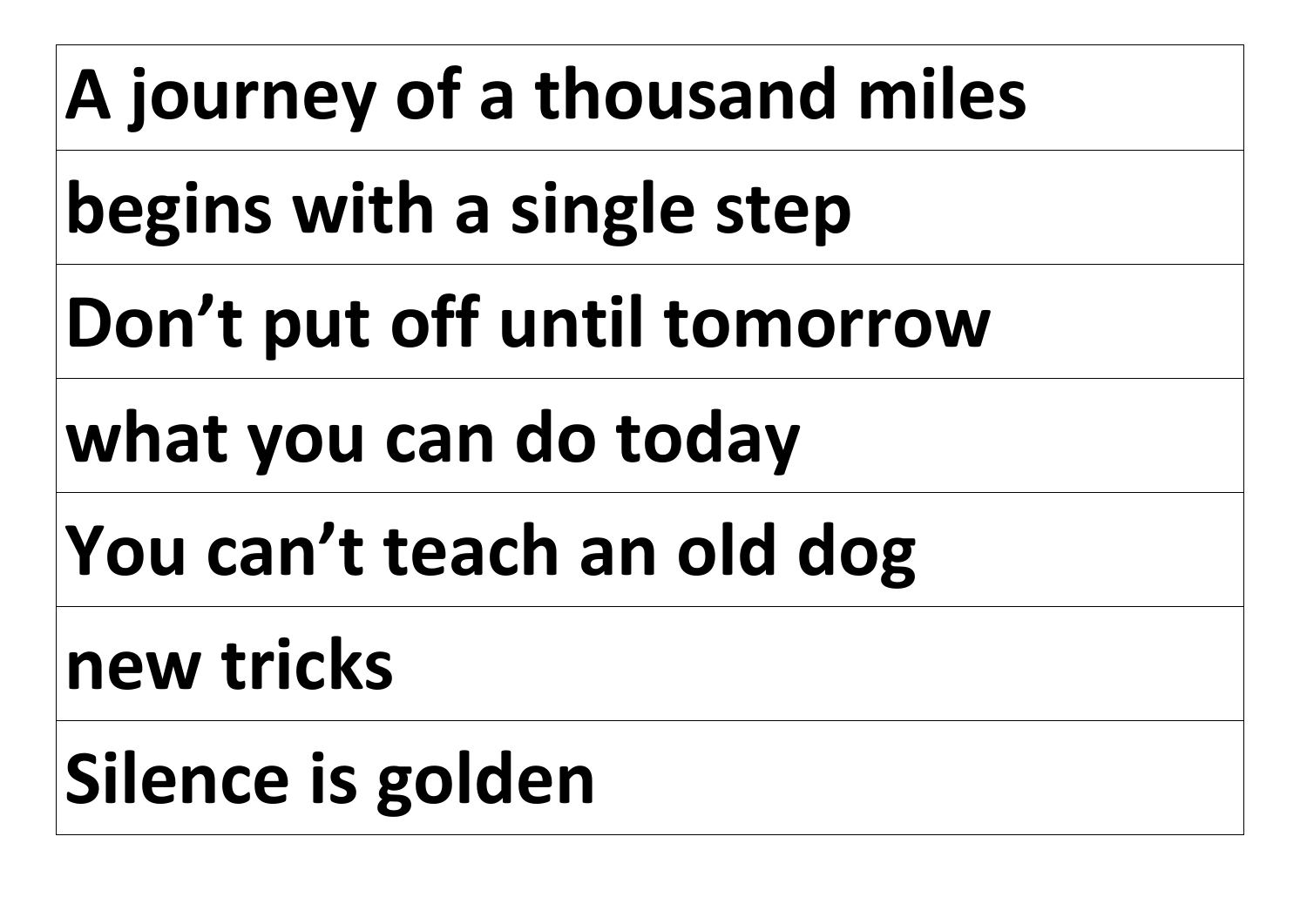| **A journey of a thousand miles** |
| --- |
| **begins with a single step** |
| **Don’t put off until tomorrow** |
| **what you can do today** |
| **You can’t teach an old dog** |
| **new tricks** |
| **Silence is golden** |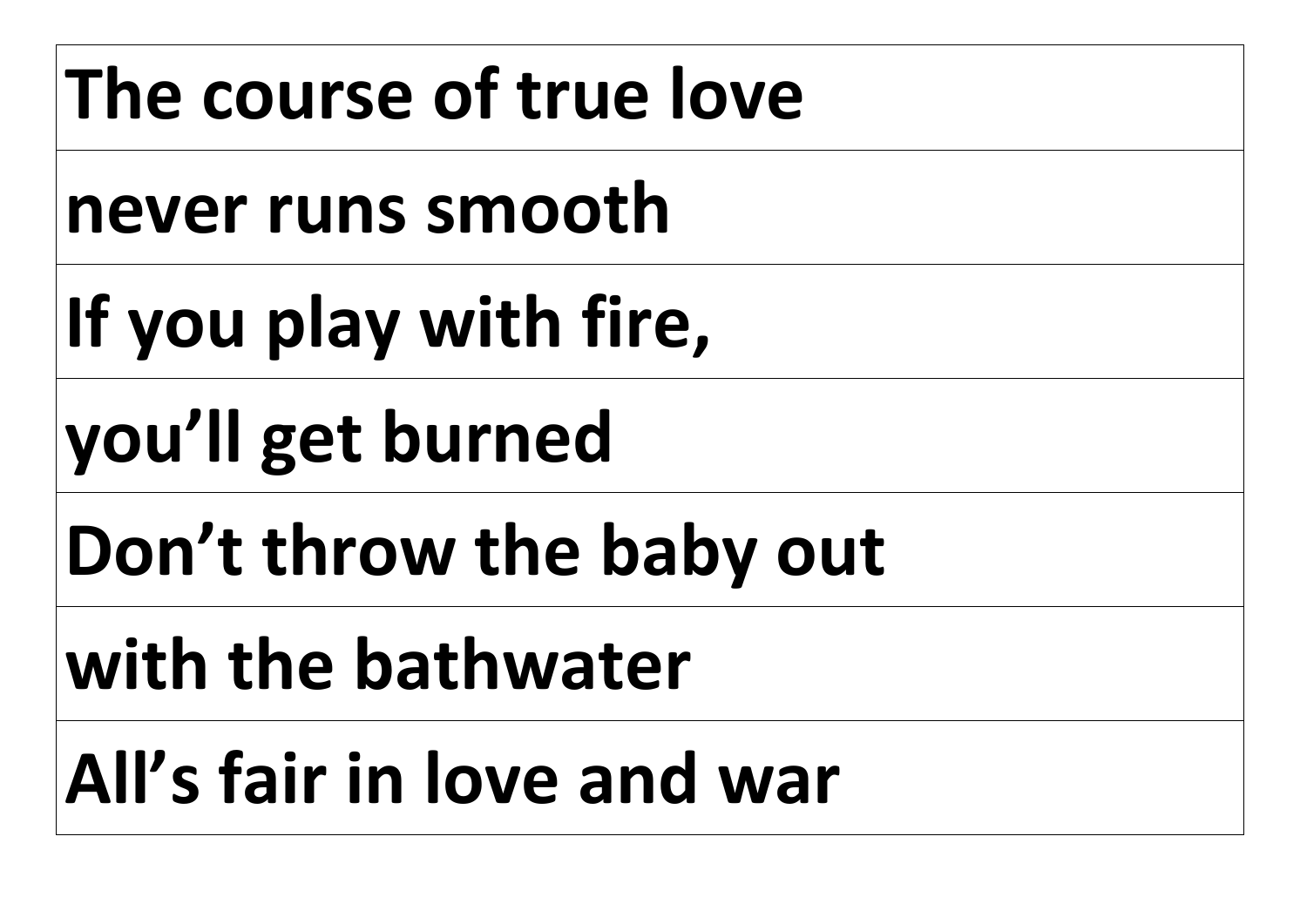| **The course of true love** |
|---|
| **never runs smooth** |
| **If you play with fire,** |
| **you'll get burned** |
| **Don't throw the baby out** |
| **with the bathwater** |
| **All's fair in love and war** |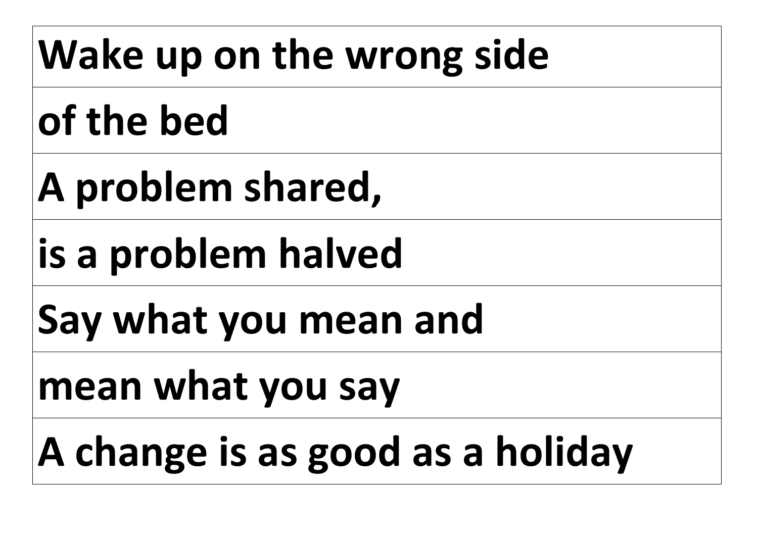| |
|---|
| **Wake up on the wrong side** |
| **of the bed** |
| **A problem shared,** |
| **is a problem halved** |
| **Say what you mean and** |
| **mean what you say** |
| **A change is as good as a holiday** |